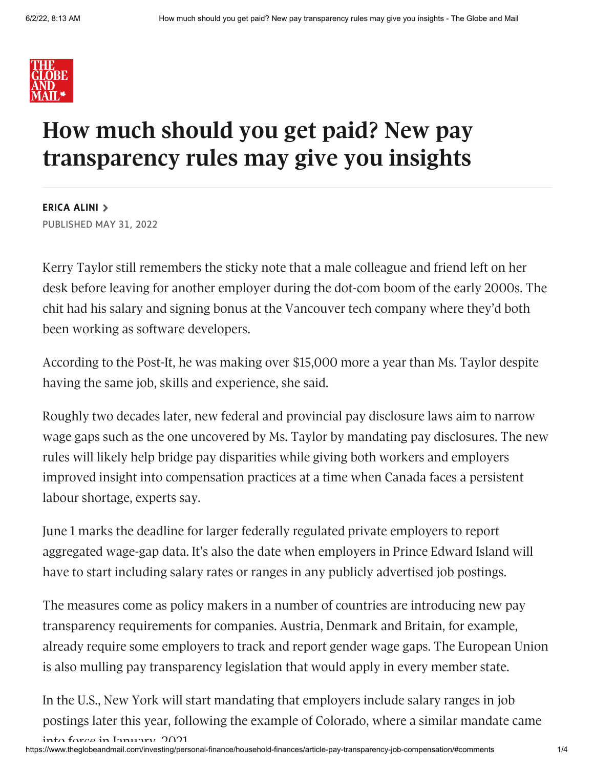# How much should you get paid? New pay transparency rules may give you insights

**ERICA ALINI**

PUBLISHED MAY 31, 2022

Kerry Taylor still remembers the sticky note that a male colleague and friend left on her desk before leaving for another employer during the dot-com boom of the early 2000s. The chit had his salary and signing bonus at the Vancouver tech company where they'd both been working as software developers.

According to the Post-It, he was making over $15,000 more a year than Ms. Taylor despite having the same job, skills and experience, she said.

Roughly two decades later, new federal and provincial pay disclosure laws aim to narrow wage gaps such as the one uncovered by Ms. Taylor by mandating pay disclosures. The new rules will likely help bridge pay disparities while giving both workers and employers improved insight into compensation practices at a time when Canada faces a persistent labour shortage, experts say.

June 1 marks the deadline for larger federally regulated private employers to report aggregated wage-gap data. It's also the date when employers in Prince Edward Island will have to start including salary rates or ranges in any publicly advertised job postings.

The measures come as policy makers in a number of countries are introducing new pay transparency requirements for companies. Austria, Denmark and Britain, for example, already require some employers to track and report gender wage gaps. The European Union is also mulling pay transparency legislation that would apply in every member state.

In the U.S., New York will start mandating that employers include salary ranges in job postings later this year, following the example of Colorado, where a similar mandate came into force in January, 2021.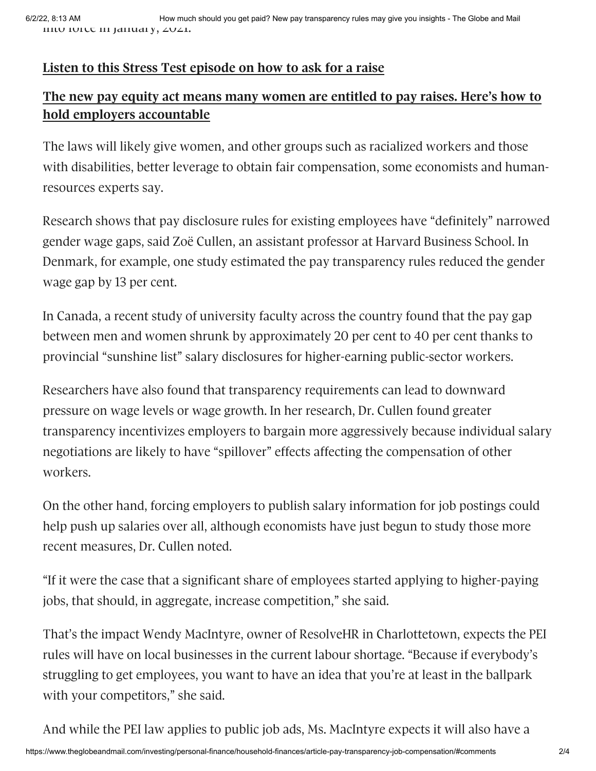into force in January, 2021.

**Listen to this Stress Test episode on how to ask for a raise**

**The new pay equity act means many women are entitled to pay raises. Here's how to hold employers accountable**

The laws will likely give women, and other groups such as racialized workers and those with disabilities, better leverage to obtain fair compensation, some economists and human-resources experts say.

Research shows that pay disclosure rules for existing employees have "definitely" narrowed gender wage gaps, said Zoë Cullen, an assistant professor at Harvard Business School. In Denmark, for example, one study estimated the pay transparency rules reduced the gender wage gap by 13 per cent.

In Canada, a recent study of university faculty across the country found that the pay gap between men and women shrunk by approximately 20 per cent to 40 per cent thanks to provincial "sunshine list" salary disclosures for higher-earning public-sector workers.

Researchers have also found that transparency requirements can lead to downward pressure on wage levels or wage growth. In her research, Dr. Cullen found greater transparency incentivizes employers to bargain more aggressively because individual salary negotiations are likely to have "spillover" effects affecting the compensation of other workers.

On the other hand, forcing employers to publish salary information for job postings could help push up salaries over all, although economists have just begun to study those more recent measures, Dr. Cullen noted.

"If it were the case that a significant share of employees started applying to higher-paying jobs, that should, in aggregate, increase competition," she said.

That's the impact Wendy MacIntyre, owner of ResolveHR in Charlottetown, expects the PEI rules will have on local businesses in the current labour shortage. "Because if everybody's struggling to get employees, you want to have an idea that you're at least in the ballpark with your competitors," she said.

And while the PEI law applies to public job ads, Ms. MacIntyre expects it will also have a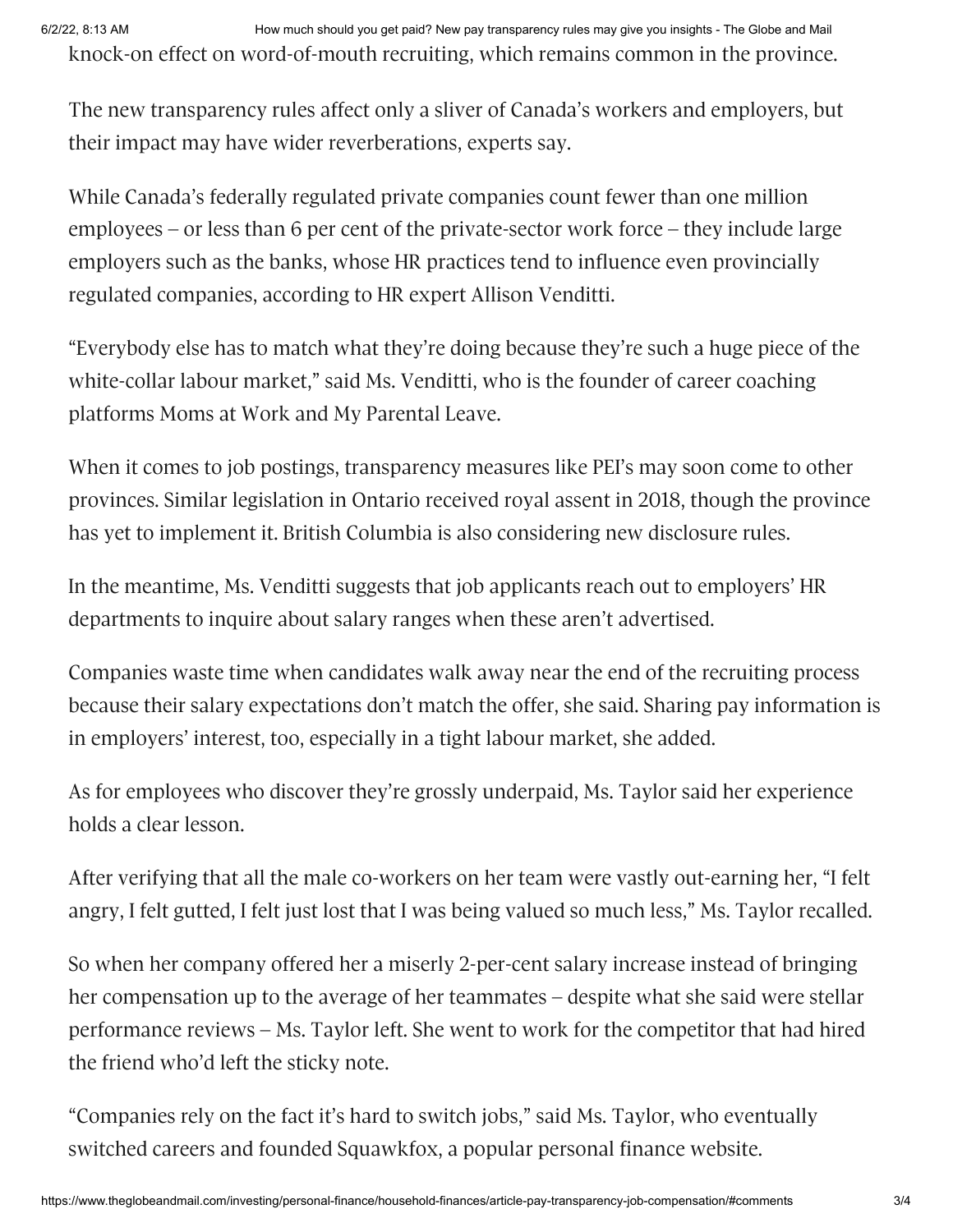knock-on effect on word-of-mouth recruiting, which remains common in the province.

The new transparency rules affect only a sliver of Canada's workers and employers, but their impact may have wider reverberations, experts say.

While Canada's federally regulated private companies count fewer than one million employees – or less than 6 per cent of the private-sector work force – they include large employers such as the banks, whose HR practices tend to influence even provincially regulated companies, according to HR expert Allison Venditti.

"Everybody else has to match what they're doing because they're such a huge piece of the white-collar labour market," said Ms. Venditti, who is the founder of career coaching platforms Moms at Work and My Parental Leave.

When it comes to job postings, transparency measures like PEI's may soon come to other provinces. Similar legislation in Ontario received royal assent in 2018, though the province has yet to implement it. British Columbia is also considering new disclosure rules.

In the meantime, Ms. Venditti suggests that job applicants reach out to employers' HR departments to inquire about salary ranges when these aren't advertised.

Companies waste time when candidates walk away near the end of the recruiting process because their salary expectations don't match the offer, she said. Sharing pay information is in employers' interest, too, especially in a tight labour market, she added.

As for employees who discover they're grossly underpaid, Ms. Taylor said her experience holds a clear lesson.

After verifying that all the male co-workers on her team were vastly out-earning her, "I felt angry, I felt gutted, I felt just lost that I was being valued so much less," Ms. Taylor recalled.

So when her company offered her a miserly 2-per-cent salary increase instead of bringing her compensation up to the average of her teammates – despite what she said were stellar performance reviews – Ms. Taylor left. She went to work for the competitor that had hired the friend who'd left the sticky note.

"Companies rely on the fact it's hard to switch jobs," said Ms. Taylor, who eventually switched careers and founded Squawkfox, a popular personal finance website.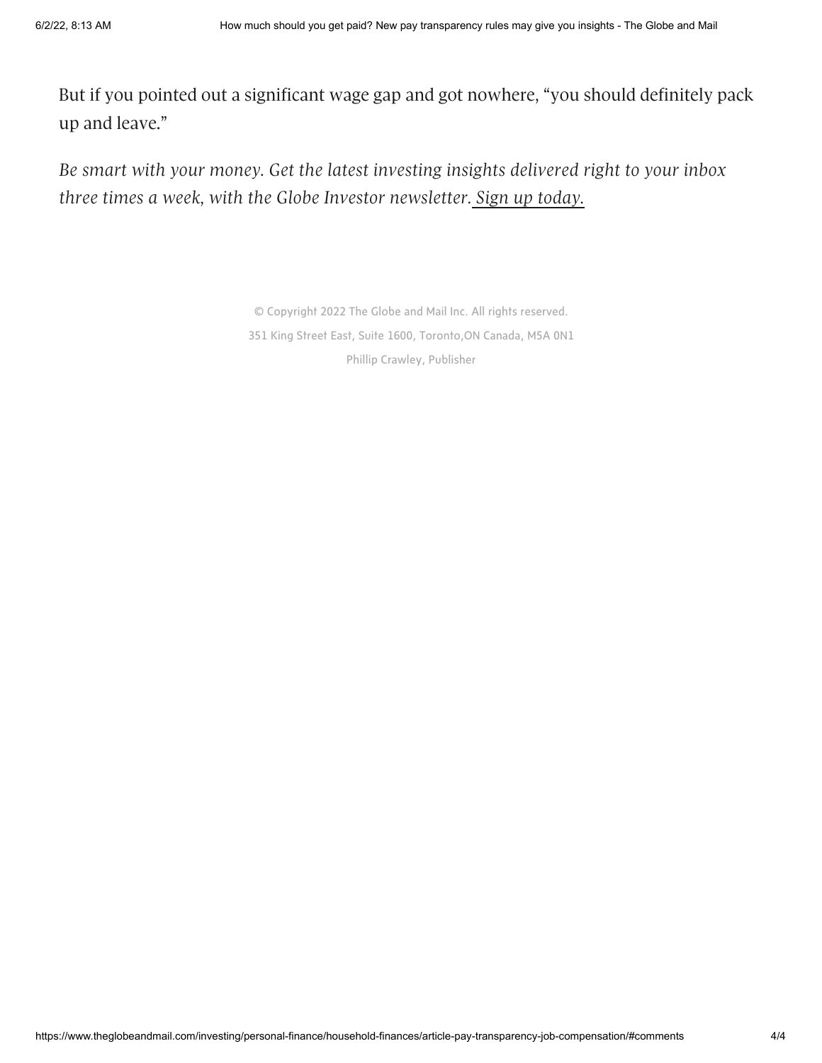But if you pointed out a significant wage gap and got nowhere, "you should definitely pack up and leave."

*Be smart with your money. Get the latest investing insights delivered right to your inbox three times a week, with the Globe Investor newsletter. Sign up today.*

© Copyright 2022 The Globe and Mail Inc. All rights reserved.

351 King Street East, Suite 1600, Toronto,ON Canada, M5A 0N1

Phillip Crawley, Publisher